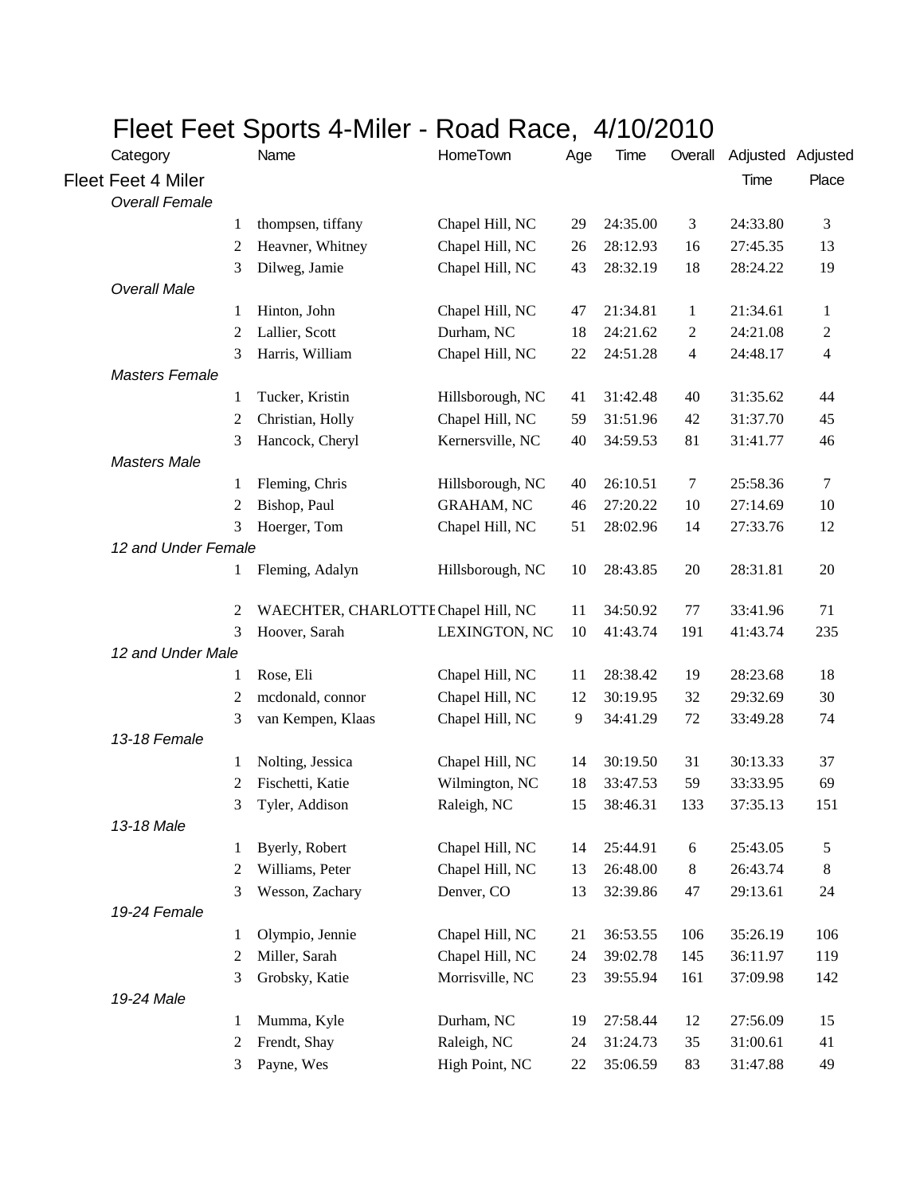# Fleet Feet Sports 4-Miler - Road Race, 4/10/2010

| Category | | Name | HomeTown | Age | Time | Overall | Adjusted Time | Adjusted Place |
|---|---|---|---|---|---|---|---|---|
| **Fleet Feet 4 Miler** | | | | | | | | |
| *Overall Female* | | | | | | | | |
| | 1 | thompsen, tiffany | Chapel Hill, NC | 29 | 24:35.00 | 3 | 24:33.80 | 3 |
| | 2 | Heavner, Whitney | Chapel Hill, NC | 26 | 28:12.93 | 16 | 27:45.35 | 13 |
| | 3 | Dilweg, Jamie | Chapel Hill, NC | 43 | 28:32.19 | 18 | 28:24.22 | 19 |
| *Overall Male* | | | | | | | | |
| | 1 | Hinton, John | Chapel Hill, NC | 47 | 21:34.81 | 1 | 21:34.61 | 1 |
| | 2 | Lallier, Scott | Durham, NC | 18 | 24:21.62 | 2 | 24:21.08 | 2 |
| | 3 | Harris, William | Chapel Hill, NC | 22 | 24:51.28 | 4 | 24:48.17 | 4 |
| *Masters Female* | | | | | | | | |
| | 1 | Tucker, Kristin | Hillsborough, NC | 41 | 31:42.48 | 40 | 31:35.62 | 44 |
| | 2 | Christian, Holly | Chapel Hill, NC | 59 | 31:51.96 | 42 | 31:37.70 | 45 |
| | 3 | Hancock, Cheryl | Kernersville, NC | 40 | 34:59.53 | 81 | 31:41.77 | 46 |
| *Masters Male* | | | | | | | | |
| | 1 | Fleming, Chris | Hillsborough, NC | 40 | 26:10.51 | 7 | 25:58.36 | 7 |
| | 2 | Bishop, Paul | GRAHAM, NC | 46 | 27:20.22 | 10 | 27:14.69 | 10 |
| | 3 | Hoerger, Tom | Chapel Hill, NC | 51 | 28:02.96 | 14 | 27:33.76 | 12 |
| *12 and Under Female* | | | | | | | | |
| | 1 | Fleming, Adalyn | Hillsborough, NC | 10 | 28:43.85 | 20 | 28:31.81 | 20 |
| | 2 | WAECHTER, CHARLOTTE | Chapel Hill, NC | 11 | 34:50.92 | 77 | 33:41.96 | 71 |
| | 3 | Hoover, Sarah | LEXINGTON, NC | 10 | 41:43.74 | 191 | 41:43.74 | 235 |
| *12 and Under Male* | | | | | | | | |
| | 1 | Rose, Eli | Chapel Hill, NC | 11 | 28:38.42 | 19 | 28:23.68 | 18 |
| | 2 | mcdonald, connor | Chapel Hill, NC | 12 | 30:19.95 | 32 | 29:32.69 | 30 |
| | 3 | van Kempen, Klaas | Chapel Hill, NC | 9 | 34:41.29 | 72 | 33:49.28 | 74 |
| *13-18 Female* | | | | | | | | |
| | 1 | Nolting, Jessica | Chapel Hill, NC | 14 | 30:19.50 | 31 | 30:13.33 | 37 |
| | 2 | Fischetti, Katie | Wilmington, NC | 18 | 33:47.53 | 59 | 33:33.95 | 69 |
| | 3 | Tyler, Addison | Raleigh, NC | 15 | 38:46.31 | 133 | 37:35.13 | 151 |
| *13-18 Male* | | | | | | | | |
| | 1 | Byerly, Robert | Chapel Hill, NC | 14 | 25:44.91 | 6 | 25:43.05 | 5 |
| | 2 | Williams, Peter | Chapel Hill, NC | 13 | 26:48.00 | 8 | 26:43.74 | 8 |
| | 3 | Wesson, Zachary | Denver, CO | 13 | 32:39.86 | 47 | 29:13.61 | 24 |
| *19-24 Female* | | | | | | | | |
| | 1 | Olympio, Jennie | Chapel Hill, NC | 21 | 36:53.55 | 106 | 35:26.19 | 106 |
| | 2 | Miller, Sarah | Chapel Hill, NC | 24 | 39:02.78 | 145 | 36:11.97 | 119 |
| | 3 | Grobsky, Katie | Morrisville, NC | 23 | 39:55.94 | 161 | 37:09.98 | 142 |
| *19-24 Male* | | | | | | | | |
| | 1 | Mumma, Kyle | Durham, NC | 19 | 27:58.44 | 12 | 27:56.09 | 15 |
| | 2 | Frendt, Shay | Raleigh, NC | 24 | 31:24.73 | 35 | 31:00.61 | 41 |
| | 3 | Payne, Wes | High Point, NC | 22 | 35:06.59 | 83 | 31:47.88 | 49 |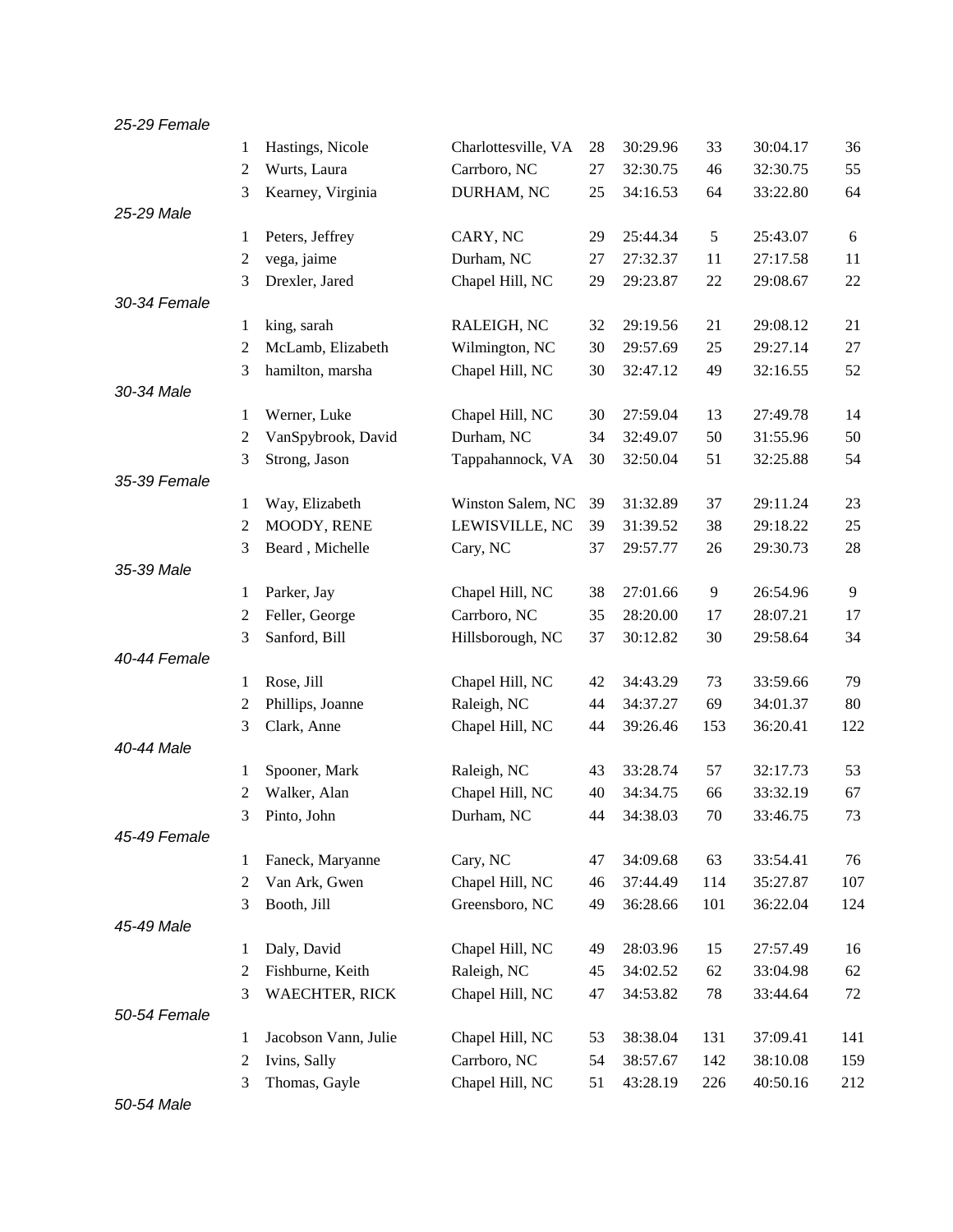*25-29 Female*

| | | | | | | | |
|---|---|---|---|---|---|---|---|
| 1 | Hastings, Nicole | Charlottesville, VA | 28 | 30:29.96 | 33 | 30:04.17 | 36 |
| 2 | Wurts, Laura | Carrboro, NC | 27 | 32:30.75 | 46 | 32:30.75 | 55 |
| 3 | Kearney, Virginia | DURHAM, NC | 25 | 34:16.53 | 64 | 33:22.80 | 64 |

*25-29 Male*

| | | | | | | | |
|---|---|---|---|---|---|---|---|
| 1 | Peters, Jeffrey | CARY, NC | 29 | 25:44.34 | 5 | 25:43.07 | 6 |
| 2 | vega, jaime | Durham, NC | 27 | 27:32.37 | 11 | 27:17.58 | 11 |
| 3 | Drexler, Jared | Chapel Hill, NC | 29 | 29:23.87 | 22 | 29:08.67 | 22 |

*30-34 Female*

| | | | | | | | |
|---|---|---|---|---|---|---|---|
| 1 | king, sarah | RALEIGH, NC | 32 | 29:19.56 | 21 | 29:08.12 | 21 |
| 2 | McLamb, Elizabeth | Wilmington, NC | 30 | 29:57.69 | 25 | 29:27.14 | 27 |
| 3 | hamilton, marsha | Chapel Hill, NC | 30 | 32:47.12 | 49 | 32:16.55 | 52 |

*30-34 Male*

| | | | | | | | |
|---|---|---|---|---|---|---|---|
| 1 | Werner, Luke | Chapel Hill, NC | 30 | 27:59.04 | 13 | 27:49.78 | 14 |
| 2 | VanSpybrook, David | Durham, NC | 34 | 32:49.07 | 50 | 31:55.96 | 50 |
| 3 | Strong, Jason | Tappahannock, VA | 30 | 32:50.04 | 51 | 32:25.88 | 54 |

*35-39 Female*

| | | | | | | | |
|---|---|---|---|---|---|---|---|
| 1 | Way, Elizabeth | Winston Salem, NC | 39 | 31:32.89 | 37 | 29:11.24 | 23 |
| 2 | MOODY, RENE | LEWISVILLE, NC | 39 | 31:39.52 | 38 | 29:18.22 | 25 |
| 3 | Beard , Michelle | Cary, NC | 37 | 29:57.77 | 26 | 29:30.73 | 28 |

*35-39 Male*

| | | | | | | | |
|---|---|---|---|---|---|---|---|
| 1 | Parker, Jay | Chapel Hill, NC | 38 | 27:01.66 | 9 | 26:54.96 | 9 |
| 2 | Feller, George | Carrboro, NC | 35 | 28:20.00 | 17 | 28:07.21 | 17 |
| 3 | Sanford, Bill | Hillsborough, NC | 37 | 30:12.82 | 30 | 29:58.64 | 34 |

*40-44 Female*

| | | | | | | | |
|---|---|---|---|---|---|---|---|
| 1 | Rose, Jill | Chapel Hill, NC | 42 | 34:43.29 | 73 | 33:59.66 | 79 |
| 2 | Phillips, Joanne | Raleigh, NC | 44 | 34:37.27 | 69 | 34:01.37 | 80 |
| 3 | Clark, Anne | Chapel Hill, NC | 44 | 39:26.46 | 153 | 36:20.41 | 122 |

*40-44 Male*

| | | | | | | | |
|---|---|---|---|---|---|---|---|
| 1 | Spooner, Mark | Raleigh, NC | 43 | 33:28.74 | 57 | 32:17.73 | 53 |
| 2 | Walker, Alan | Chapel Hill, NC | 40 | 34:34.75 | 66 | 33:32.19 | 67 |
| 3 | Pinto, John | Durham, NC | 44 | 34:38.03 | 70 | 33:46.75 | 73 |

*45-49 Female*

| | | | | | | | |
|---|---|---|---|---|---|---|---|
| 1 | Faneck, Maryanne | Cary, NC | 47 | 34:09.68 | 63 | 33:54.41 | 76 |
| 2 | Van Ark, Gwen | Chapel Hill, NC | 46 | 37:44.49 | 114 | 35:27.87 | 107 |
| 3 | Booth, Jill | Greensboro, NC | 49 | 36:28.66 | 101 | 36:22.04 | 124 |

*45-49 Male*

| | | | | | | | |
|---|---|---|---|---|---|---|---|
| 1 | Daly, David | Chapel Hill, NC | 49 | 28:03.96 | 15 | 27:57.49 | 16 |
| 2 | Fishburne, Keith | Raleigh, NC | 45 | 34:02.52 | 62 | 33:04.98 | 62 |
| 3 | WAECHTER, RICK | Chapel Hill, NC | 47 | 34:53.82 | 78 | 33:44.64 | 72 |

*50-54 Female*

| | | | | | | | |
|---|---|---|---|---|---|---|---|
| 1 | Jacobson Vann, Julie | Chapel Hill, NC | 53 | 38:38.04 | 131 | 37:09.41 | 141 |
| 2 | Ivins, Sally | Carrboro, NC | 54 | 38:57.67 | 142 | 38:10.08 | 159 |
| 3 | Thomas, Gayle | Chapel Hill, NC | 51 | 43:28.19 | 226 | 40:50.16 | 212 |

*50-54 Male*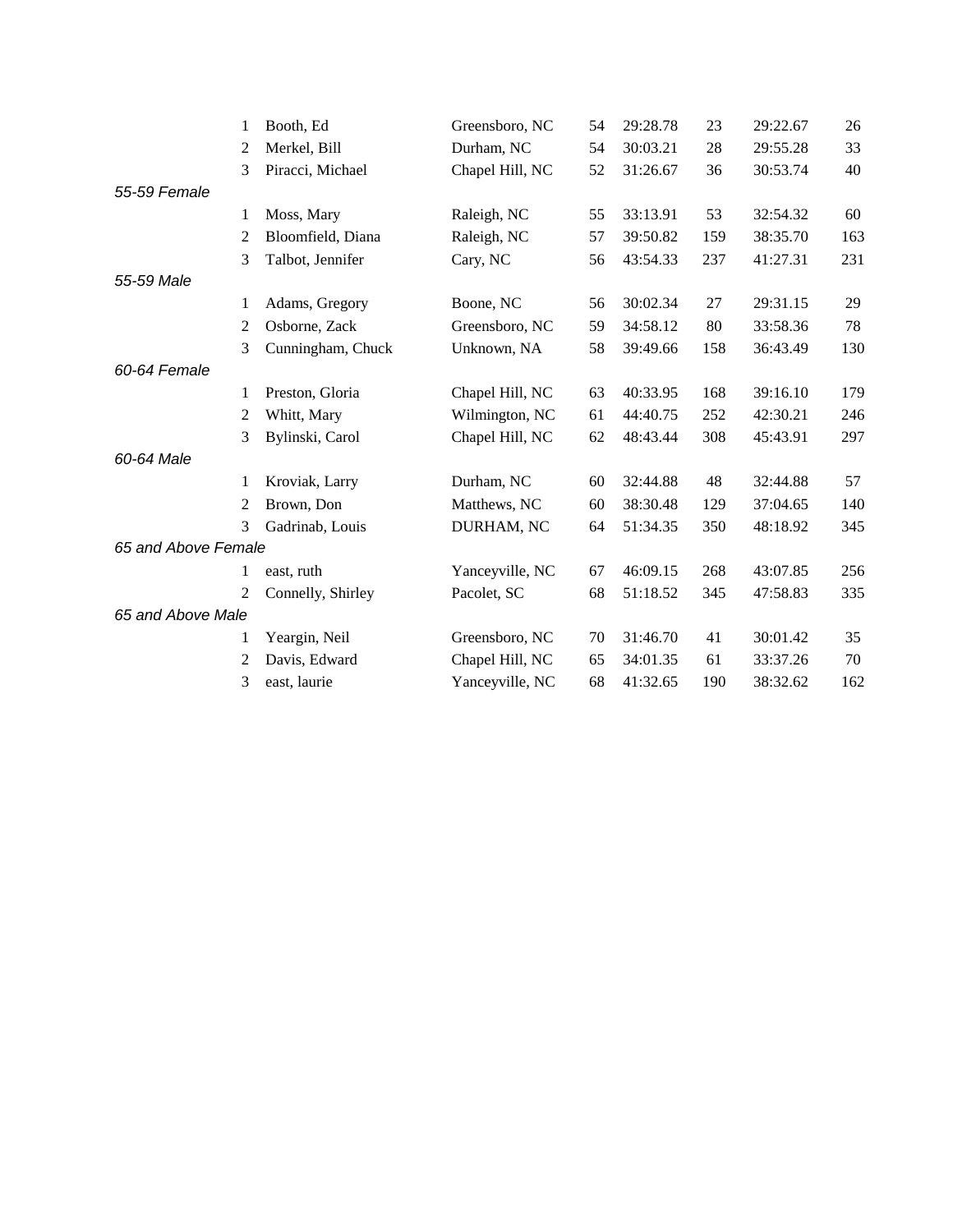| | | | | | | | |
|---|---|---|---|---|---|---|---|
| 1 | Booth, Ed | Greensboro, NC | 54 | 29:28.78 | 23 | 29:22.67 | 26 |
| 2 | Merkel, Bill | Durham, NC | 54 | 30:03.21 | 28 | 29:55.28 | 33 |
| 3 | Piracci, Michael | Chapel Hill, NC | 52 | 31:26.67 | 36 | 30:53.74 | 40 |
| *55-59 Female* | | | | | | | |
| 1 | Moss, Mary | Raleigh, NC | 55 | 33:13.91 | 53 | 32:54.32 | 60 |
| 2 | Bloomfield, Diana | Raleigh, NC | 57 | 39:50.82 | 159 | 38:35.70 | 163 |
| 3 | Talbot, Jennifer | Cary, NC | 56 | 43:54.33 | 237 | 41:27.31 | 231 |
| *55-59 Male* | | | | | | | |
| 1 | Adams, Gregory | Boone, NC | 56 | 30:02.34 | 27 | 29:31.15 | 29 |
| 2 | Osborne, Zack | Greensboro, NC | 59 | 34:58.12 | 80 | 33:58.36 | 78 |
| 3 | Cunningham, Chuck | Unknown, NA | 58 | 39:49.66 | 158 | 36:43.49 | 130 |
| *60-64 Female* | | | | | | | |
| 1 | Preston, Gloria | Chapel Hill, NC | 63 | 40:33.95 | 168 | 39:16.10 | 179 |
| 2 | Whitt, Mary | Wilmington, NC | 61 | 44:40.75 | 252 | 42:30.21 | 246 |
| 3 | Bylinski, Carol | Chapel Hill, NC | 62 | 48:43.44 | 308 | 45:43.91 | 297 |
| *60-64 Male* | | | | | | | |
| 1 | Kroviak, Larry | Durham, NC | 60 | 32:44.88 | 48 | 32:44.88 | 57 |
| 2 | Brown, Don | Matthews, NC | 60 | 38:30.48 | 129 | 37:04.65 | 140 |
| 3 | Gadrinab, Louis | DURHAM, NC | 64 | 51:34.35 | 350 | 48:18.92 | 345 |
| *65 and Above Female* | | | | | | | |
| 1 | east, ruth | Yanceyville, NC | 67 | 46:09.15 | 268 | 43:07.85 | 256 |
| 2 | Connelly, Shirley | Pacolet, SC | 68 | 51:18.52 | 345 | 47:58.83 | 335 |
| *65 and Above Male* | | | | | | | |
| 1 | Yeargin, Neil | Greensboro, NC | 70 | 31:46.70 | 41 | 30:01.42 | 35 |
| 2 | Davis, Edward | Chapel Hill, NC | 65 | 34:01.35 | 61 | 33:37.26 | 70 |
| 3 | east, laurie | Yanceyville, NC | 68 | 41:32.65 | 190 | 38:32.62 | 162 |